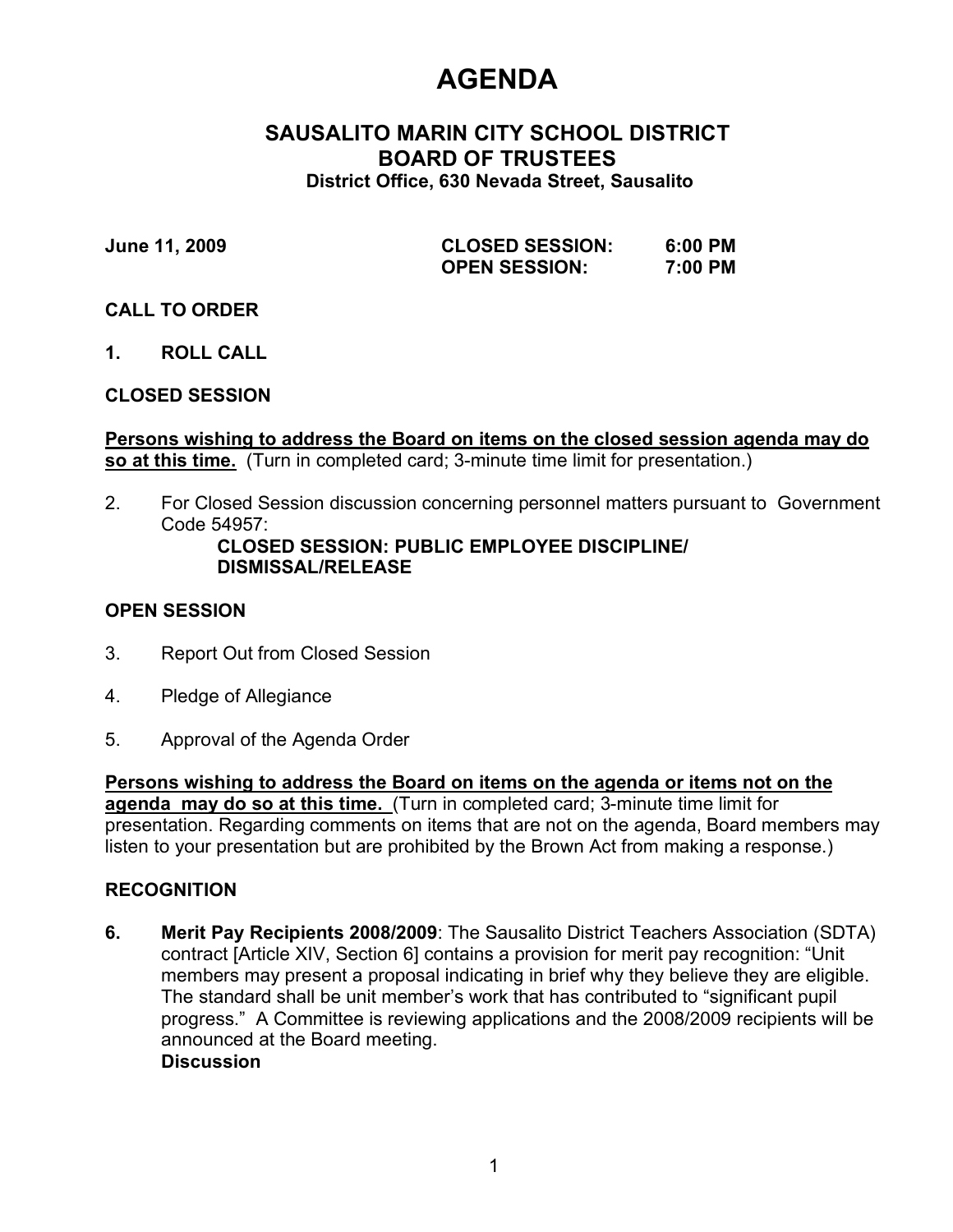# AGENDA

## SAUSALITO MARIN CITY SCHOOL DISTRICT
## BOARD OF TRUSTEES

**District Office, 630 Nevada Street, Sausalito**

**June 11, 2009** | **CLOSED SESSION: 6:00 PM**
**OPEN SESSION: 7:00 PM**

**CALL TO ORDER**

**1. ROLL CALL**

**CLOSED SESSION**

**Persons wishing to address the Board on items on the closed session agenda may do so at this time.** (Turn in completed card; 3-minute time limit for presentation.)

2. For Closed Session discussion concerning personnel matters pursuant to Government Code 54957:
   **CLOSED SESSION: PUBLIC EMPLOYEE DISCIPLINE/ DISMISSAL/RELEASE**

**OPEN SESSION**

3. Report Out from Closed Session

4. Pledge of Allegiance

5. Approval of the Agenda Order

**Persons wishing to address the Board on items on the agenda or items not on the agenda may do so at this time.** (Turn in completed card; 3-minute time limit for presentation. Regarding comments on items that are not on the agenda, Board members may listen to your presentation but are prohibited by the Brown Act from making a response.)

**RECOGNITION**

**6. Merit Pay Recipients 2008/2009**: The Sausalito District Teachers Association (SDTA) contract [Article XIV, Section 6] contains a provision for merit pay recognition: "Unit members may present a proposal indicating in brief why they believe they are eligible. The standard shall be unit member's work that has contributed to "significant pupil progress." A Committee is reviewing applications and the 2008/2009 recipients will be announced at the Board meeting.
**Discussion**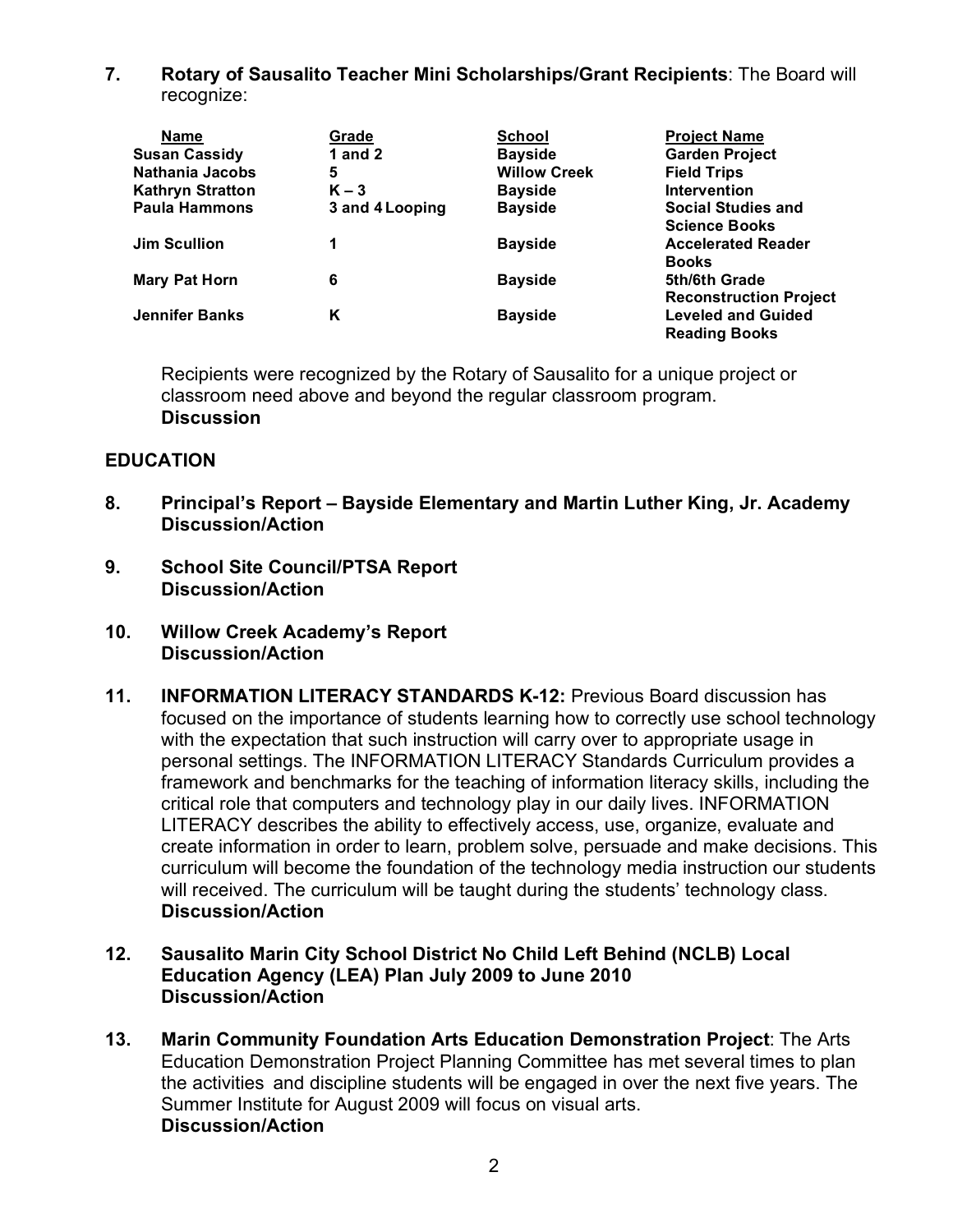**7. Rotary of Sausalito Teacher Mini Scholarships/Grant Recipients**: The Board will recognize:

| Name | Grade | School | Project Name |
|---|---|---|---|
| **Susan Cassidy** | **1 and 2** | **Bayside** | **Garden Project** |
| **Nathania Jacobs** | **5** | **Willow Creek** | **Field Trips** |
| **Kathryn Stratton** | **K – 3** | **Bayside** | **Intervention** |
| **Paula Hammons** | **3 and 4 Looping** | **Bayside** | **Social Studies and Science Books** |
| **Jim Scullion** | **1** | **Bayside** | **Accelerated Reader Books** |
| **Mary Pat Horn** | **6** | **Bayside** | **5th/6th Grade Reconstruction Project** |
| **Jennifer Banks** | **K** | **Bayside** | **Leveled and Guided Reading Books** |

Recipients were recognized by the Rotary of Sausalito for a unique project or classroom need above and beyond the regular classroom program.
**Discussion**

## EDUCATION

**8. Principal's Report – Bayside Elementary and Martin Luther King, Jr. Academy**
**Discussion/Action**

**9. School Site Council/PTSA Report**
**Discussion/Action**

**10. Willow Creek Academy's Report**
**Discussion/Action**

**11. INFORMATION LITERACY STANDARDS K-12:** Previous Board discussion has focused on the importance of students learning how to correctly use school technology with the expectation that such instruction will carry over to appropriate usage in personal settings. The INFORMATION LITERACY Standards Curriculum provides a framework and benchmarks for the teaching of information literacy skills, including the critical role that computers and technology play in our daily lives. INFORMATION LITERACY describes the ability to effectively access, use, organize, evaluate and create information in order to learn, problem solve, persuade and make decisions. This curriculum will become the foundation of the technology media instruction our students will received. The curriculum will be taught during the students' technology class.
**Discussion/Action**

**12. Sausalito Marin City School District No Child Left Behind (NCLB) Local Education Agency (LEA) Plan July 2009 to June 2010**
**Discussion/Action**

**13. Marin Community Foundation Arts Education Demonstration Project**: The Arts Education Demonstration Project Planning Committee has met several times to plan the activities and discipline students will be engaged in over the next five years. The Summer Institute for August 2009 will focus on visual arts.
**Discussion/Action**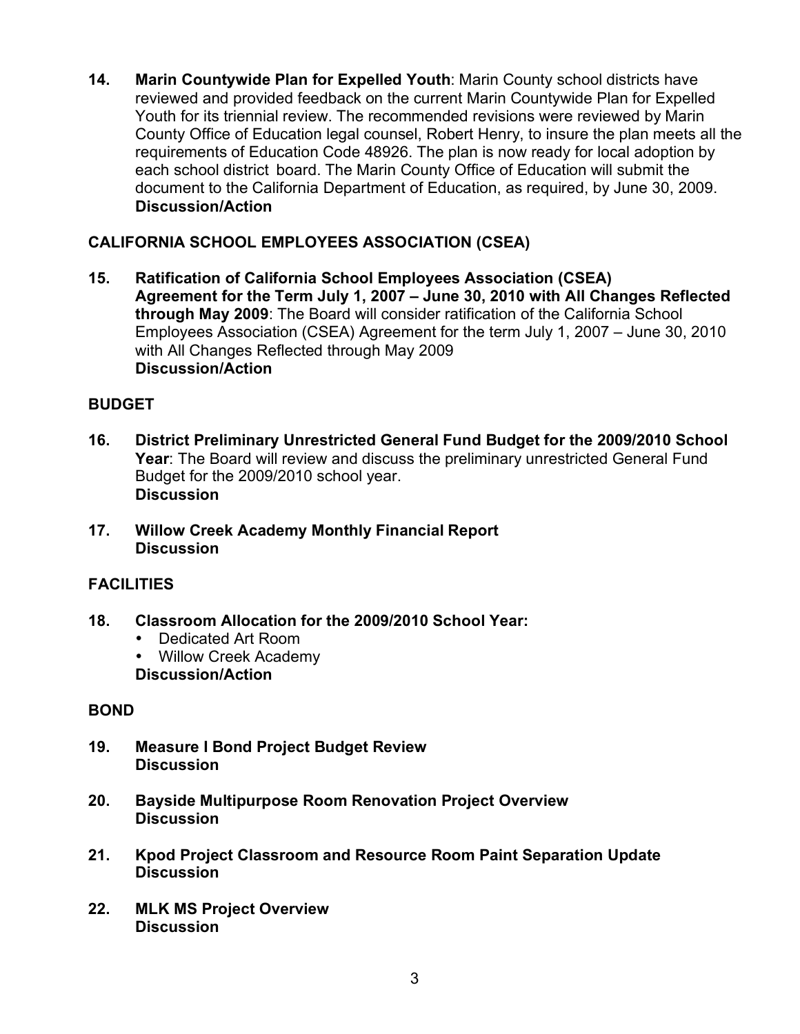**14. Marin Countywide Plan for Expelled Youth**: Marin County school districts have reviewed and provided feedback on the current Marin Countywide Plan for Expelled Youth for its triennial review. The recommended revisions were reviewed by Marin County Office of Education legal counsel, Robert Henry, to insure the plan meets all the requirements of Education Code 48926. The plan is now ready for local adoption by each school district board. The Marin County Office of Education will submit the document to the California Department of Education, as required, by June 30, 2009.
**Discussion/Action**

## CALIFORNIA SCHOOL EMPLOYEES ASSOCIATION (CSEA)

**15. Ratification of California School Employees Association (CSEA) Agreement for the Term July 1, 2007 – June 30, 2010 with All Changes Reflected through May 2009**: The Board will consider ratification of the California School Employees Association (CSEA) Agreement for the term July 1, 2007 – June 30, 2010 with All Changes Reflected through May 2009
**Discussion/Action**

## BUDGET

**16. District Preliminary Unrestricted General Fund Budget for the 2009/2010 School Year**: The Board will review and discuss the preliminary unrestricted General Fund Budget for the 2009/2010 school year.
**Discussion**

**17. Willow Creek Academy Monthly Financial Report**
**Discussion**

## FACILITIES

**18. Classroom Allocation for the 2009/2010 School Year:**
- Dedicated Art Room
- Willow Creek Academy

**Discussion/Action**

## BOND

**19. Measure I Bond Project Budget Review**
**Discussion**

**20. Bayside Multipurpose Room Renovation Project Overview**
**Discussion**

**21. Kpod Project Classroom and Resource Room Paint Separation Update**
**Discussion**

**22. MLK MS Project Overview**
**Discussion**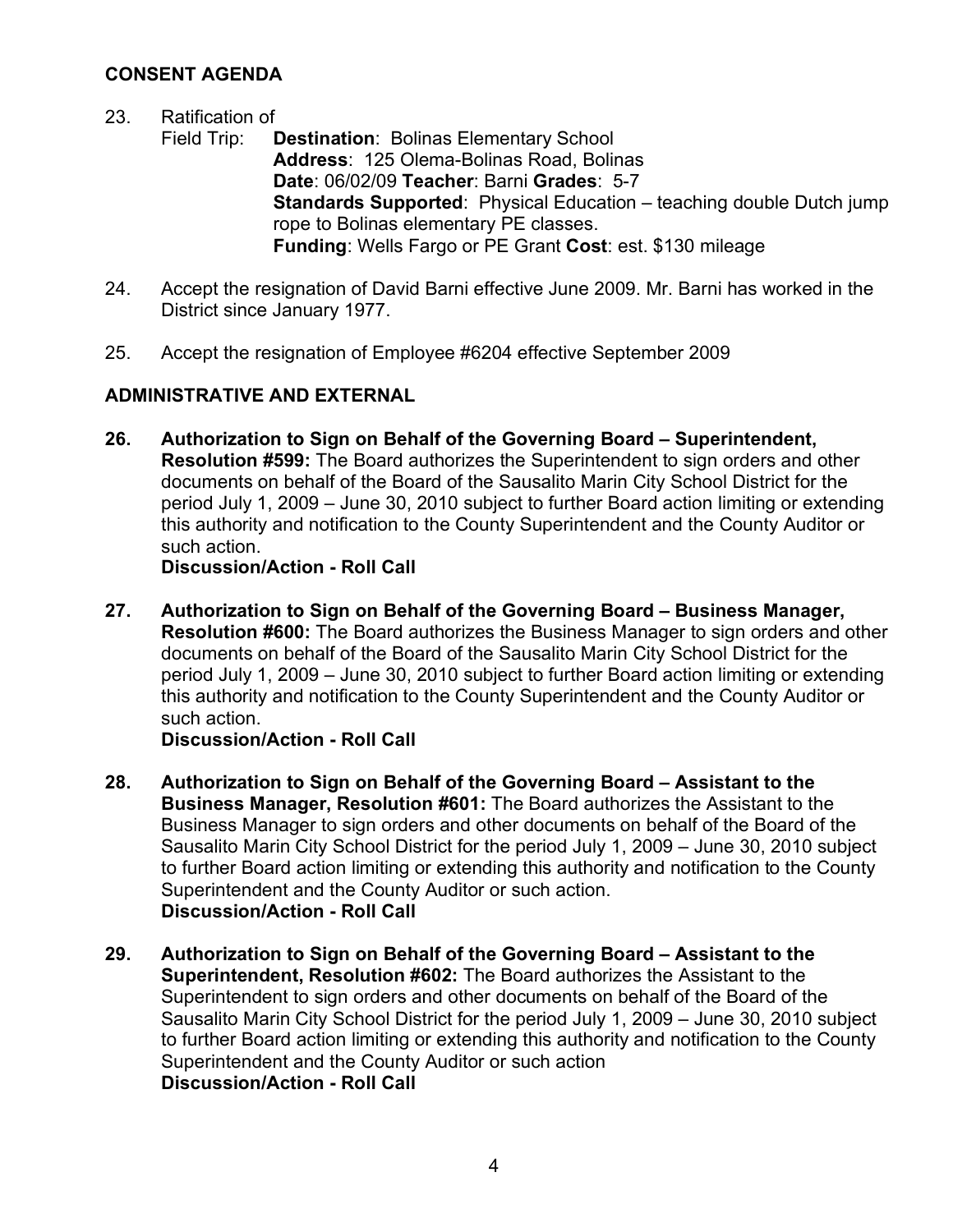## CONSENT AGENDA

23. Ratification of
    Field Trip: **Destination**: Bolinas Elementary School
    **Address**: 125 Olema-Bolinas Road, Bolinas
    **Date**: 06/02/09 **Teacher**: Barni **Grades**: 5-7
    **Standards Supported**: Physical Education – teaching double Dutch jump rope to Bolinas elementary PE classes.
    **Funding**: Wells Fargo or PE Grant **Cost**: est. $130 mileage

24. Accept the resignation of David Barni effective June 2009. Mr. Barni has worked in the District since January 1977.

25. Accept the resignation of Employee #6204 effective September 2009

## ADMINISTRATIVE AND EXTERNAL

26. **Authorization to Sign on Behalf of the Governing Board – Superintendent, Resolution #599:** The Board authorizes the Superintendent to sign orders and other documents on behalf of the Board of the Sausalito Marin City School District for the period July 1, 2009 – June 30, 2010 subject to further Board action limiting or extending this authority and notification to the County Superintendent and the County Auditor or such action.
    **Discussion/Action - Roll Call**

27. **Authorization to Sign on Behalf of the Governing Board – Business Manager, Resolution #600:** The Board authorizes the Business Manager to sign orders and other documents on behalf of the Board of the Sausalito Marin City School District for the period July 1, 2009 – June 30, 2010 subject to further Board action limiting or extending this authority and notification to the County Superintendent and the County Auditor or such action.
    **Discussion/Action - Roll Call**

28. **Authorization to Sign on Behalf of the Governing Board – Assistant to the Business Manager, Resolution #601:** The Board authorizes the Assistant to the Business Manager to sign orders and other documents on behalf of the Board of the Sausalito Marin City School District for the period July 1, 2009 – June 30, 2010 subject to further Board action limiting or extending this authority and notification to the County Superintendent and the County Auditor or such action.
    **Discussion/Action - Roll Call**

29. **Authorization to Sign on Behalf of the Governing Board – Assistant to the Superintendent, Resolution #602:** The Board authorizes the Assistant to the Superintendent to sign orders and other documents on behalf of the Board of the Sausalito Marin City School District for the period July 1, 2009 – June 30, 2010 subject to further Board action limiting or extending this authority and notification to the County Superintendent and the County Auditor or such action
    **Discussion/Action - Roll Call**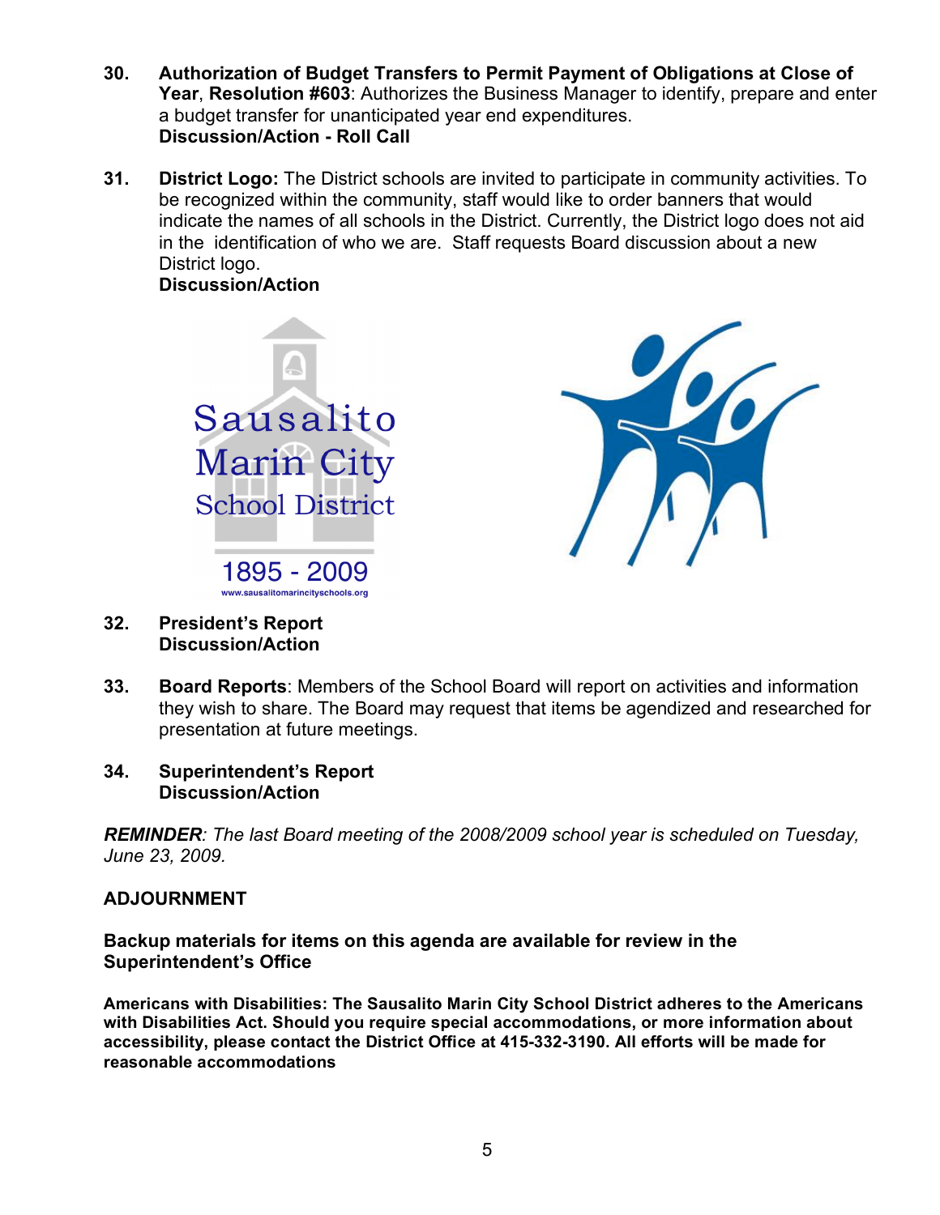30. **Authorization of Budget Transfers to Permit Payment of Obligations at Close of Year**, **Resolution #603**: Authorizes the Business Manager to identify, prepare and enter a budget transfer for unanticipated year end expenditures.
    **Discussion/Action - Roll Call**

31. **District Logo:** The District schools are invited to participate in community activities. To be recognized within the community, staff would like to order banners that would indicate the names of all schools in the District. Currently, the District logo does not aid in the identification of who we are. Staff requests Board discussion about a new District logo.
    **Discussion/Action**

Sausalito Marin City School District

1895 - 2009

www.sausalitomarincityschools.org

32. **President's Report**
    **Discussion/Action**

33. **Board Reports**: Members of the School Board will report on activities and information they wish to share. The Board may request that items be agendized and researched for presentation at future meetings.

34. **Superintendent's Report**
    **Discussion/Action**

***REMINDER****: The last Board meeting of the 2008/2009 school year is scheduled on Tuesday, June 23, 2009.*

**ADJOURNMENT**

**Backup materials for items on this agenda are available for review in the Superintendent's Office**

**Americans with Disabilities: The Sausalito Marin City School District adheres to the Americans with Disabilities Act. Should you require special accommodations, or more information about accessibility, please contact the District Office at 415-332-3190. All efforts will be made for reasonable accommodations**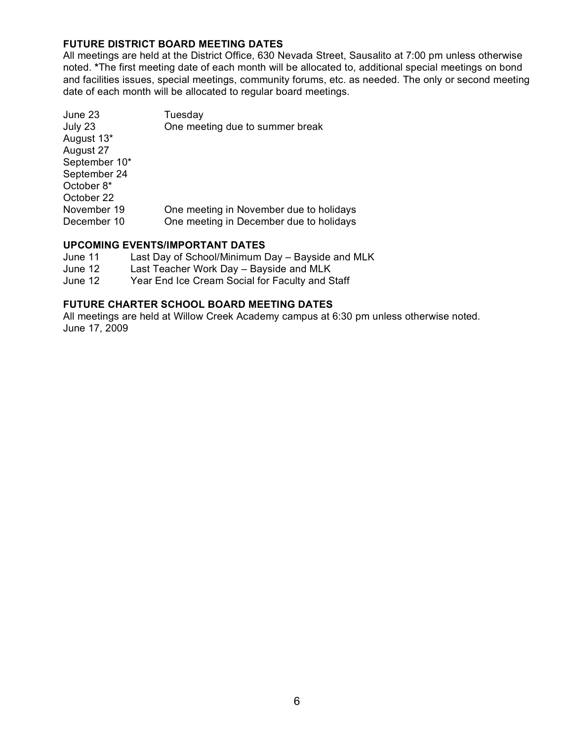**FUTURE DISTRICT BOARD MEETING DATES**

All meetings are held at the District Office, 630 Nevada Street, Sausalito at 7:00 pm unless otherwise noted. ***The first meeting date of each month will be allocated to, additional special meetings on bond and facilities issues, special meetings, community forums, etc. as needed. The only or second meeting date of each month will be allocated to regular board meetings.

| | |
|---|---|
| June 23 | Tuesday |
| July 23 | One meeting due to summer break |
| August 13* | |
| August 27 | |
| September 10* | |
| September 24 | |
| October 8* | |
| October 22 | |
| November 19 | One meeting in November due to holidays |
| December 10 | One meeting in December due to holidays |

**UPCOMING EVENTS/IMPORTANT DATES**

| | |
|---|---|
| June 11 | Last Day of School/Minimum Day – Bayside and MLK |
| June 12 | Last Teacher Work Day – Bayside and MLK |
| June 12 | Year End Ice Cream Social for Faculty and Staff |

**FUTURE CHARTER SCHOOL BOARD MEETING DATES**

All meetings are held at Willow Creek Academy campus at 6:30 pm unless otherwise noted.
June 17, 2009